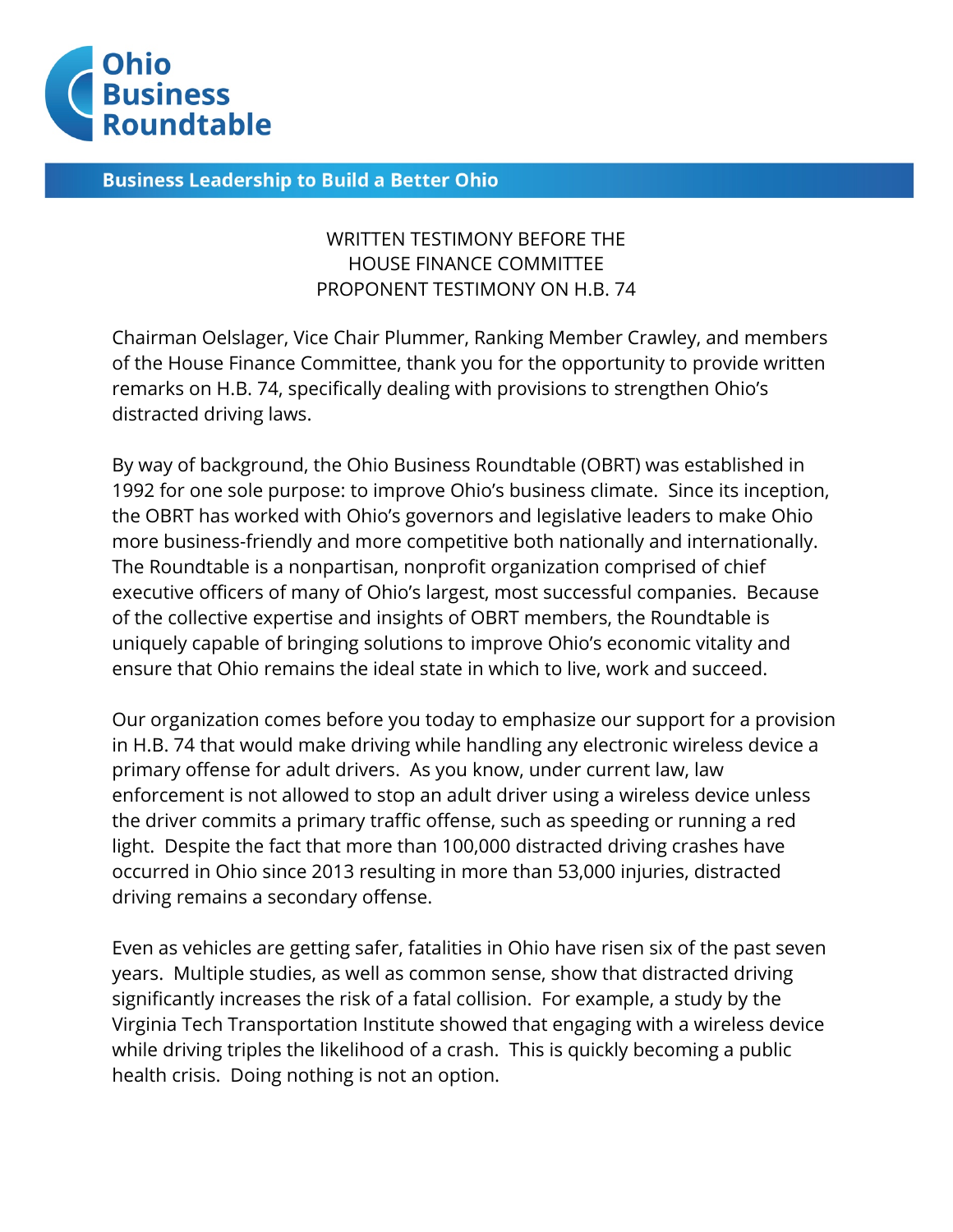**Ohio Business Roundtable**

**Business Leadership to Build a Better Ohio**

WRITTEN TESTIMONY BEFORE THE
HOUSE FINANCE COMMITTEE
PROPONENT TESTIMONY ON H.B. 74

Chairman Oelslager, Vice Chair Plummer, Ranking Member Crawley, and members of the House Finance Committee, thank you for the opportunity to provide written remarks on H.B. 74, specifically dealing with provisions to strengthen Ohio's distracted driving laws.

By way of background, the Ohio Business Roundtable (OBRT) was established in 1992 for one sole purpose: to improve Ohio's business climate. Since its inception, the OBRT has worked with Ohio's governors and legislative leaders to make Ohio more business-friendly and more competitive both nationally and internationally. The Roundtable is a nonpartisan, nonprofit organization comprised of chief executive officers of many of Ohio's largest, most successful companies. Because of the collective expertise and insights of OBRT members, the Roundtable is uniquely capable of bringing solutions to improve Ohio's economic vitality and ensure that Ohio remains the ideal state in which to live, work and succeed.

Our organization comes before you today to emphasize our support for a provision in H.B. 74 that would make driving while handling any electronic wireless device a primary offense for adult drivers. As you know, under current law, law enforcement is not allowed to stop an adult driver using a wireless device unless the driver commits a primary traffic offense, such as speeding or running a red light. Despite the fact that more than 100,000 distracted driving crashes have occurred in Ohio since 2013 resulting in more than 53,000 injuries, distracted driving remains a secondary offense.

Even as vehicles are getting safer, fatalities in Ohio have risen six of the past seven years. Multiple studies, as well as common sense, show that distracted driving significantly increases the risk of a fatal collision. For example, a study by the Virginia Tech Transportation Institute showed that engaging with a wireless device while driving triples the likelihood of a crash. This is quickly becoming a public health crisis. Doing nothing is not an option.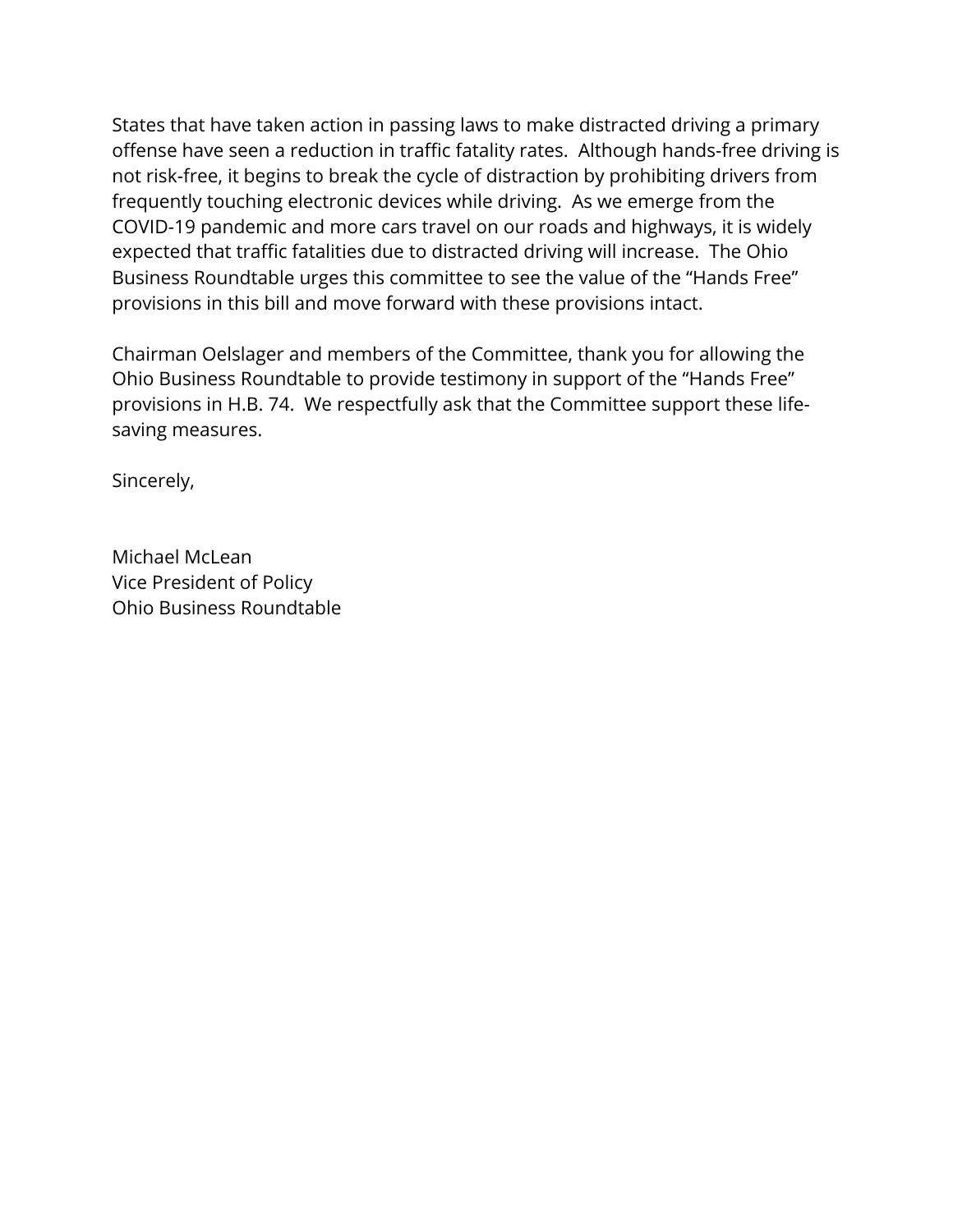States that have taken action in passing laws to make distracted driving a primary offense have seen a reduction in traffic fatality rates. Although hands-free driving is not risk-free, it begins to break the cycle of distraction by prohibiting drivers from frequently touching electronic devices while driving. As we emerge from the COVID-19 pandemic and more cars travel on our roads and highways, it is widely expected that traffic fatalities due to distracted driving will increase. The Ohio Business Roundtable urges this committee to see the value of the "Hands Free" provisions in this bill and move forward with these provisions intact.

Chairman Oelslager and members of the Committee, thank you for allowing the Ohio Business Roundtable to provide testimony in support of the "Hands Free" provisions in H.B. 74. We respectfully ask that the Committee support these life-saving measures.

Sincerely,

Michael McLean
Vice President of Policy
Ohio Business Roundtable